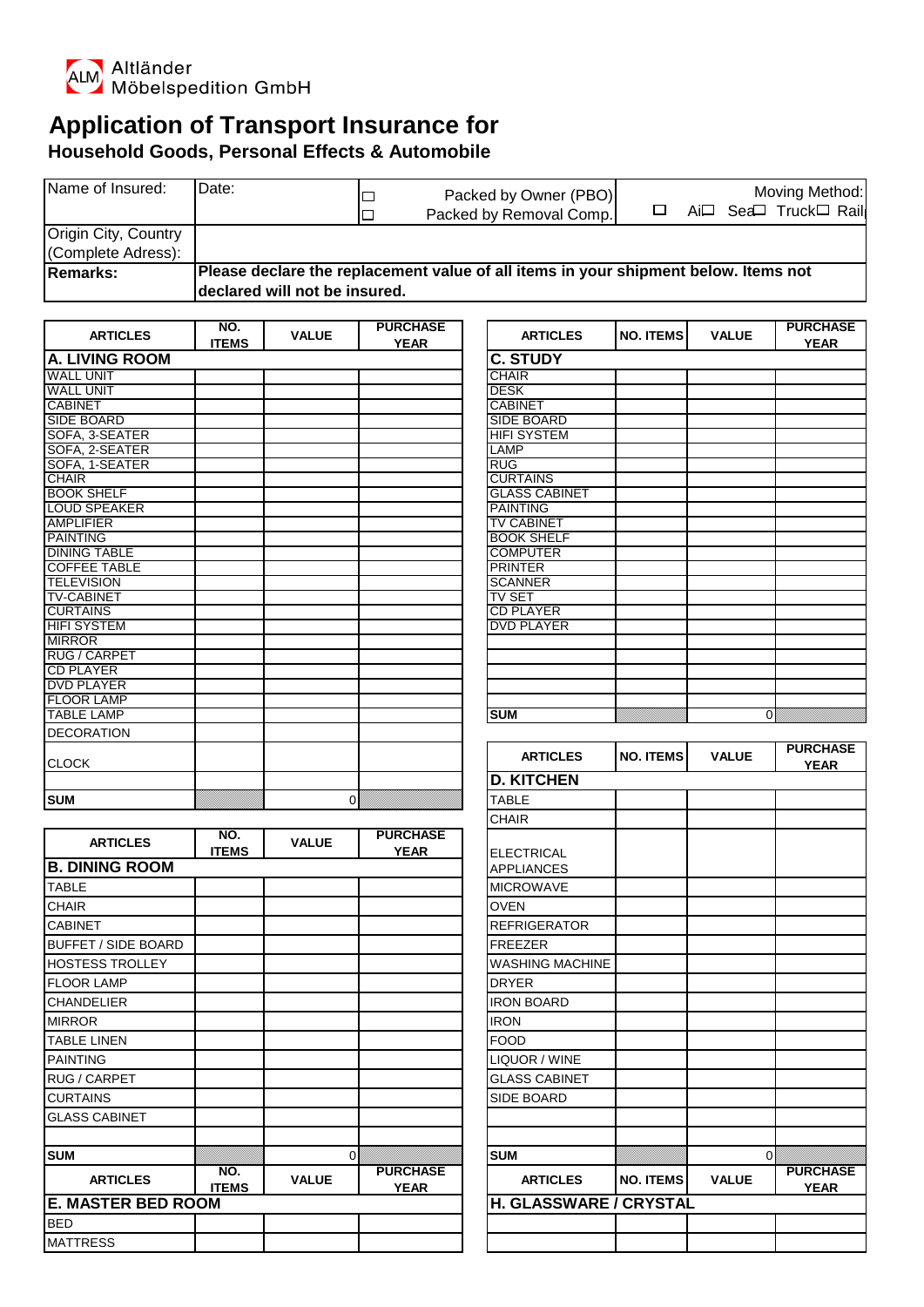Altländer
Möbelspedition GmbH

# Application of Transport Insurance for

## Household Goods, Personal Effects & Automobile

| Name of Insured: | Date: | ☐ Packed by Owner (PBO) ☐ Packed by Removal Comp. | Moving Method: ☐ Air ☐ Sea ☐ Truck ☐ Rail |
|---|---|---|---|
| Origin City, Country (Complete Adress): | | | |
| **Remarks:** | **Please declare the replacement value of all items in your shipment below. Items not declared will not be insured.** | | |

| ARTICLES | NO. ITEMS | VALUE | PURCHASE YEAR |
|---|---|---|---|
| **A. LIVING ROOM** | | | |
| WALL UNIT | | | |
| WALL UNIT | | | |
| CABINET | | | |
| SIDE BOARD | | | |
| SOFA, 3-SEATER | | | |
| SOFA, 2-SEATER | | | |
| SOFA, 1-SEATER | | | |
| CHAIR | | | |
| BOOK SHELF | | | |
| LOUD SPEAKER | | | |
| AMPLIFIER | | | |
| PAINTING | | | |
| DINING TABLE | | | |
| COFFEE TABLE | | | |
| TELEVISION | | | |
| TV-CABINET | | | |
| CURTAINS | | | |
| HIFI SYSTEM | | | |
| MIRROR | | | |
| RUG / CARPET | | | |
| CD PLAYER | | | |
| DVD PLAYER | | | |
| FLOOR LAMP | | | |
| TABLE LAMP | | | |
| DECORATION | | | |
| CLOCK | | | |
| | | | |
| **SUM** | | 0 | |

| ARTICLES | NO. ITEMS | VALUE | PURCHASE YEAR |
|---|---|---|---|
| **B. DINING ROOM** | | | |
| TABLE | | | |
| CHAIR | | | |
| CABINET | | | |
| BUFFET / SIDE BOARD | | | |
| HOSTESS TROLLEY | | | |
| FLOOR LAMP | | | |
| CHANDELIER | | | |
| MIRROR | | | |
| TABLE LINEN | | | |
| PAINTING | | | |
| RUG / CARPET | | | |
| CURTAINS | | | |
| GLASS CABINET | | | |
| | | | |
| **SUM** | | 0 | |

| ARTICLES | NO. ITEMS | VALUE | PURCHASE YEAR |
|---|---|---|---|
| **C. STUDY** | | | |
| CHAIR | | | |
| DESK | | | |
| CABINET | | | |
| SIDE BOARD | | | |
| HIFI SYSTEM | | | |
| LAMP | | | |
| RUG | | | |
| CURTAINS | | | |
| GLASS CABINET | | | |
| PAINTING | | | |
| TV CABINET | | | |
| BOOK SHELF | | | |
| COMPUTER | | | |
| PRINTER | | | |
| SCANNER | | | |
| TV SET | | | |
| CD PLAYER | | | |
| DVD PLAYER | | | |
| | | | |
| | | | |
| | | | |
| | | | |
| | | | |
| **SUM** | | 0 | |

| ARTICLES | NO. ITEMS | VALUE | PURCHASE YEAR |
|---|---|---|---|
| **D. KITCHEN** | | | |
| TABLE | | | |
| CHAIR | | | |
| ELECTRICAL APPLIANCES | | | |
| MICROWAVE | | | |
| OVEN | | | |
| REFRIGERATOR | | | |
| FREEZER | | | |
| WASHING MACHINE | | | |
| DRYER | | | |
| IRON BOARD | | | |
| IRON | | | |
| FOOD | | | |
| LIQUOR / WINE | | | |
| GLASS CABINET | | | |
| SIDE BOARD | | | |
| | | | |
| | | | |
| **SUM** | | 0 | |

| ARTICLES | NO. ITEMS | VALUE | PURCHASE YEAR |
|---|---|---|---|
| **E. MASTER BED ROOM** | | | |
| BED | | | |
| MATTRESS | | | |

| ARTICLES | NO. ITEMS | VALUE | PURCHASE YEAR |
|---|---|---|---|
| **H. GLASSWARE / CRYSTAL** | | | |
| | | | |
| | | | |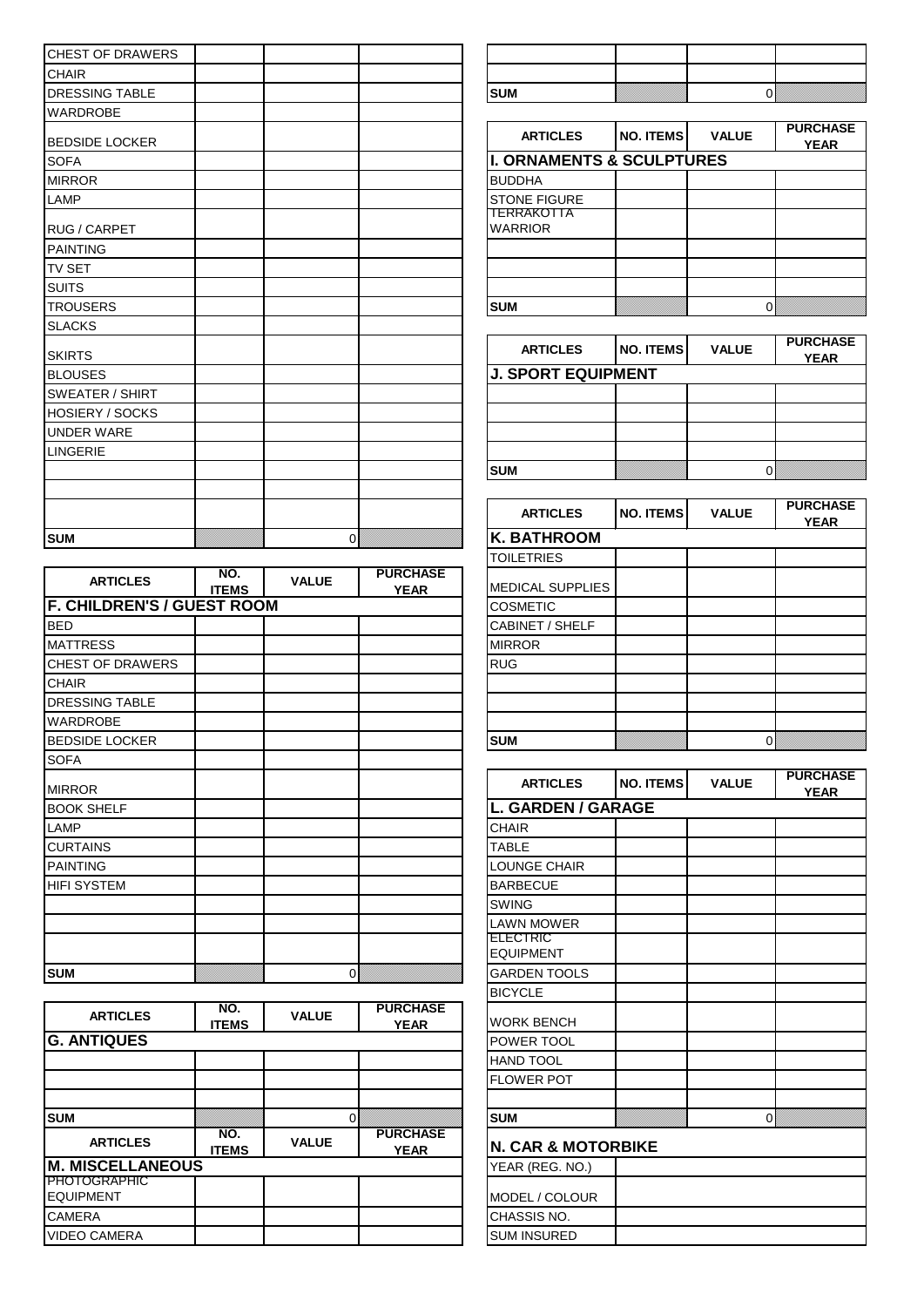| | | | |
|---|---|---|---|
| CHEST OF DRAWERS | | | |
| CHAIR | | | |
| DRESSING TABLE | | | |
| WARDROBE | | | |
| BEDSIDE LOCKER | | | |
| SOFA | | | |
| MIRROR | | | |
| LAMP | | | |
| RUG / CARPET | | | |
| PAINTING | | | |
| TV SET | | | |
| SUITS | | | |
| TROUSERS | | | |
| SLACKS | | | |
| SKIRTS | | | |
| BLOUSES | | | |
| SWEATER / SHIRT | | | |
| HOSIERY / SOCKS | | | |
| UNDER WARE | | | |
| LINGERIE | | | |
| | | | |
| | | | |
| | | | |
| **SUM** | | 0 | |

| ARTICLES | NO. ITEMS | VALUE | PURCHASE YEAR |
|---|---|---|---|
| **F. CHILDREN'S / GUEST ROOM** | | | |
| BED | | | |
| MATTRESS | | | |
| CHEST OF DRAWERS | | | |
| CHAIR | | | |
| DRESSING TABLE | | | |
| WARDROBE | | | |
| BEDSIDE LOCKER | | | |
| SOFA | | | |
| MIRROR | | | |
| BOOK SHELF | | | |
| LAMP | | | |
| CURTAINS | | | |
| PAINTING | | | |
| HIFI SYSTEM | | | |
| | | | |
| | | | |
| | | | |
| **SUM** | | 0 | |

| ARTICLES | NO. ITEMS | VALUE | PURCHASE YEAR |
|---|---|---|---|
| **G. ANTIQUES** | | | |
| | | | |
| | | | |
| | | | |
| **SUM** | | 0 | |

| ARTICLES | NO. ITEMS | VALUE | PURCHASE YEAR |
|---|---|---|---|
| **M. MISCELLANEOUS** | | | |
| PHOTOGRAPHIC EQUIPMENT | | | |
| CAMERA | | | |
| VIDEO CAMERA | | | |

| | | | |
|---|---|---|---|
| | | | |
| | | | |
| **SUM** | | 0 | |

| ARTICLES | NO. ITEMS | VALUE | PURCHASE YEAR |
|---|---|---|---|
| **I. ORNAMENTS & SCULPTURES** | | | |
| BUDDHA | | | |
| STONE FIGURE | | | |
| TERRAKOTTA WARRIOR | | | |
| | | | |
| | | | |
| | | | |
| **SUM** | | 0 | |

| ARTICLES | NO. ITEMS | VALUE | PURCHASE YEAR |
|---|---|---|---|
| **J. SPORT EQUIPMENT** | | | |
| | | | |
| | | | |
| | | | |
| | | | |
| **SUM** | | 0 | |

| ARTICLES | NO. ITEMS | VALUE | PURCHASE YEAR |
|---|---|---|---|
| **K. BATHROOM** | | | |
| TOILETRIES | | | |
| MEDICAL SUPPLIES | | | |
| COSMETIC | | | |
| CABINET / SHELF | | | |
| MIRROR | | | |
| RUG | | | |
| | | | |
| | | | |
| | | | |
| **SUM** | | 0 | |

| ARTICLES | NO. ITEMS | VALUE | PURCHASE YEAR |
|---|---|---|---|
| **L. GARDEN / GARAGE** | | | |
| CHAIR | | | |
| TABLE | | | |
| LOUNGE CHAIR | | | |
| BARBECUE | | | |
| SWING | | | |
| LAWN MOWER | | | |
| ELECTRIC EQUIPMENT | | | |
| GARDEN TOOLS | | | |
| BICYCLE | | | |
| WORK BENCH | | | |
| POWER TOOL | | | |
| HAND TOOL | | | |
| FLOWER POT | | | |
| | | | |
| **SUM** | | 0 | |

| **N. CAR & MOTORBIKE** | |
|---|---|
| YEAR (REG. NO.) | |
| MODEL / COLOUR | |
| CHASSIS NO. | |
| SUM INSURED | |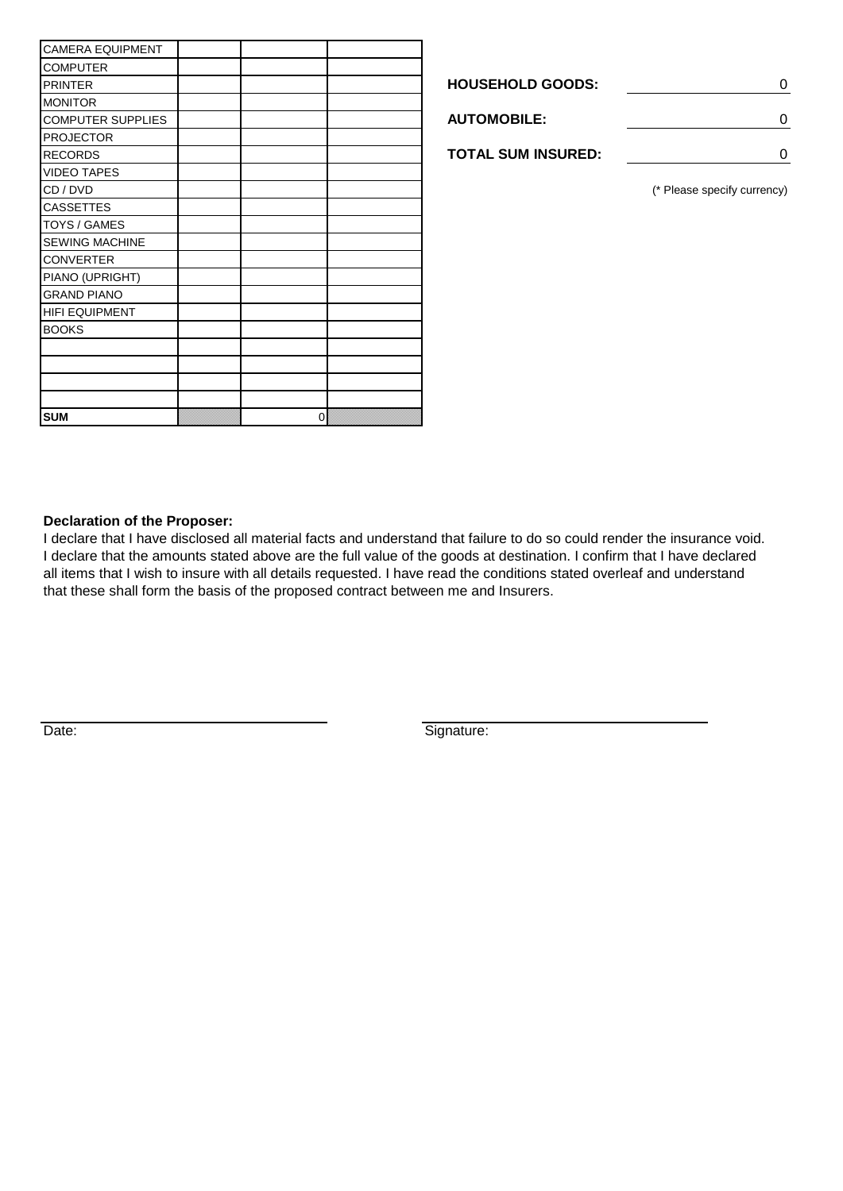| | | | |
|---|---|---|---|
| CAMERA EQUIPMENT | | | |
| COMPUTER | | | |
| PRINTER | | | |
| MONITOR | | | |
| COMPUTER SUPPLIES | | | |
| PROJECTOR | | | |
| RECORDS | | | |
| VIDEO TAPES | | | |
| CD / DVD | | | |
| CASSETTES | | | |
| TOYS / GAMES | | | |
| SEWING MACHINE | | | |
| CONVERTER | | | |
| PIANO (UPRIGHT) | | | |
| GRAND PIANO | | | |
| HIFI EQUIPMENT | | | |
| BOOKS | | | |
| | | | |
| | | | |
| | | | |
| | | | |
| **SUM** | | 0 | |

| | |
|---|---|
| **HOUSEHOLD GOODS:** | 0 |
| **AUTOMOBILE:** | 0 |
| **TOTAL SUM INSURED:** | 0 |

(* Please specify currency)

**Declaration of the Proposer:**

I declare that I have disclosed all material facts and understand that failure to do so could render the insurance void. I declare that the amounts stated above are the full value of the goods at destination. I confirm that I have declared all items that I wish to insure with all details requested. I have read the conditions stated overleaf and understand that these shall form the basis of the proposed contract between me and Insurers.

Date: ______________________

Signature: ______________________